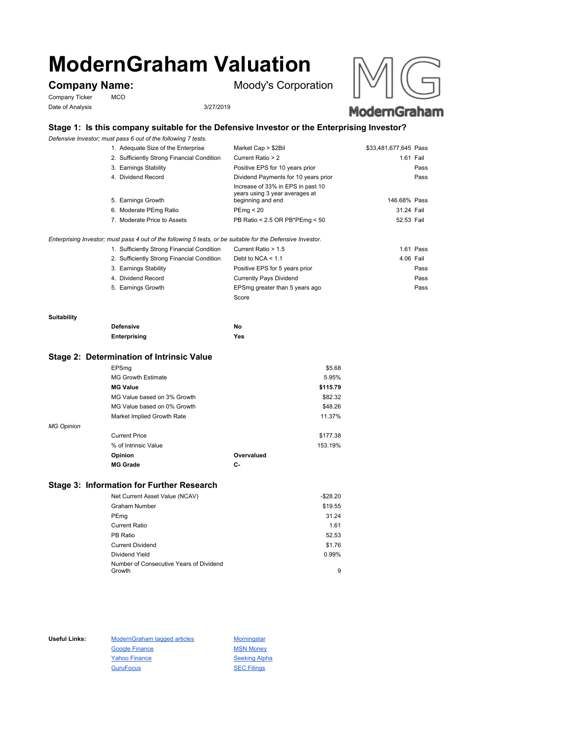# ModernGraham Valuation

**Company Name:** Moody's Corporation

Company Ticker: MCO

Date of Analysis: 3/27/2019

## Stage 1: Is this company suitable for the Defensive Investor or the Enterprising Investor?

*Defensive Investor; must pass 6 out of the following 7 tests.*

| Test | Criterion | Value | Result |
|---|---|---|---|
| 1. Adequate Size of the Enterprise | Market Cap > $2Bil | $33,481,677,645 | Pass |
| 2. Sufficiently Strong Financial Condition | Current Ratio > 2 | 1.61 | Fail |
| 3. Earnings Stability | Positive EPS for 10 years prior | | Pass |
| 4. Dividend Record | Dividend Payments for 10 years prior | | Pass |
| 5. Earnings Growth | Increase of 33% in EPS in past 10 years using 3 year averages at beginning and end | 146.68% | Pass |
| 6. Moderate PEmg Ratio | PEmg < 20 | 31.24 | Fail |
| 7. Moderate Price to Assets | PB Ratio < 2.5 OR PB*PEmg < 50 | 52.53 | Fail |

*Enterprising Investor; must pass 4 out of the following 5 tests, or be suitable for the Defensive Investor.*

| Test | Criterion | Value | Result |
|---|---|---|---|
| 1. Sufficiently Strong Financial Condition | Current Ratio > 1.5 | 1.61 | Pass |
| 2. Sufficiently Strong Financial Condition | Debt to NCA < 1.1 | 4.06 | Fail |
| 3. Earnings Stability | Positive EPS for 5 years prior | | Pass |
| 4. Dividend Record | Currently Pays Dividend | | Pass |
| 5. Earnings Growth | EPSmg greater than 5 years ago | | Pass |
| | Score | | |

**Suitability**

| | |
|---|---|
| **Defensive** | No |
| **Enterprising** | Yes |

## Stage 2: Determination of Intrinsic Value

| | |
|---|---|
| EPSmg | $5.68 |
| MG Growth Estimate | 5.95% |
| **MG Value** | **$115.79** |
| MG Value based on 3% Growth | $82.32 |
| MG Value based on 0% Growth | $48.26 |
| Market Implied Growth Rate | 11.37% |

*MG Opinion*

| | |
|---|---|
| Current Price | $177.38 |
| % of Intrinsic Value | 153.19% |
| **Opinion** | **Overvalued** |
| **MG Grade** | **C-** |

## Stage 3: Information for Further Research

| | |
|---|---|
| Net Current Asset Value (NCAV) | -$28.20 |
| Graham Number | $19.55 |
| PEmg | 31.24 |
| Current Ratio | 1.61 |
| PB Ratio | 52.53 |
| Current Dividend | $1.76 |
| Dividend Yield | 0.99% |
| Number of Consecutive Years of Dividend Growth | 9 |

**Useful Links:**

- ModernGraham tagged articles
- Google Finance
- Yahoo Finance
- GuruFocus
- Morningstar
- MSN Money
- Seeking Alpha
- SEC Filings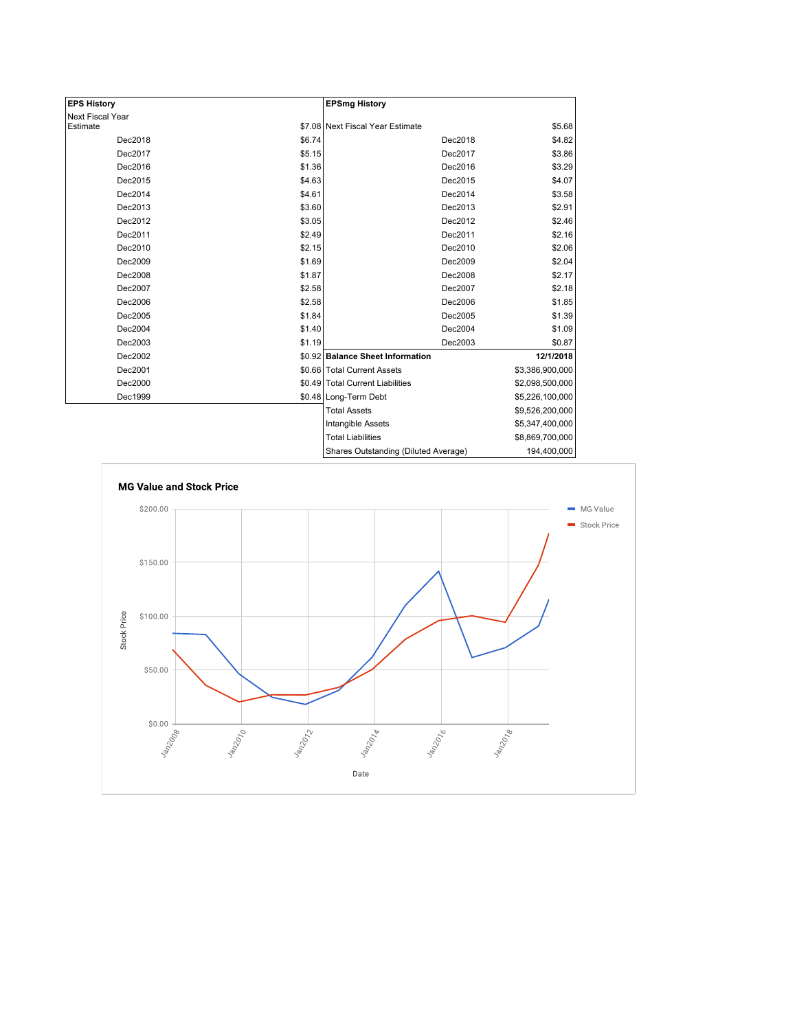| EPS History | |
|---|---|
| Next Fiscal Year Estimate | $7.08 |
| Dec2018 | $6.74 |
| Dec2017 | $5.15 |
| Dec2016 | $1.36 |
| Dec2015 | $4.63 |
| Dec2014 | $4.61 |
| Dec2013 | $3.60 |
| Dec2012 | $3.05 |
| Dec2011 | $2.49 |
| Dec2010 | $2.15 |
| Dec2009 | $1.69 |
| Dec2008 | $1.87 |
| Dec2007 | $2.58 |
| Dec2006 | $2.58 |
| Dec2005 | $1.84 |
| Dec2004 | $1.40 |
| Dec2003 | $1.19 |
| Dec2002 | $0.92 |
| Dec2001 | $0.66 |
| Dec2000 | $0.49 |
| Dec1999 | $0.48 |

| EPSmg History | |
|---|---|
| Next Fiscal Year Estimate | $5.68 |
| Dec2018 | $4.82 |
| Dec2017 | $3.86 |
| Dec2016 | $3.29 |
| Dec2015 | $4.07 |
| Dec2014 | $3.58 |
| Dec2013 | $2.91 |
| Dec2012 | $2.46 |
| Dec2011 | $2.16 |
| Dec2010 | $2.06 |
| Dec2009 | $2.04 |
| Dec2008 | $2.17 |
| Dec2007 | $2.18 |
| Dec2006 | $1.85 |
| Dec2005 | $1.39 |
| Dec2004 | $1.09 |
| Dec2003 | $0.87 |

| Balance Sheet Information | 12/1/2018 |
|---|---|
| Total Current Assets | $3,386,900,000 |
| Total Current Liabilities | $2,098,500,000 |
| Long-Term Debt | $5,226,100,000 |
| Total Assets | $9,526,200,000 |
| Intangible Assets | $5,347,400,000 |
| Total Liabilities | $8,869,700,000 |
| Shares Outstanding (Diluted Average) | 194,400,000 |

**MG Value and Stock Price**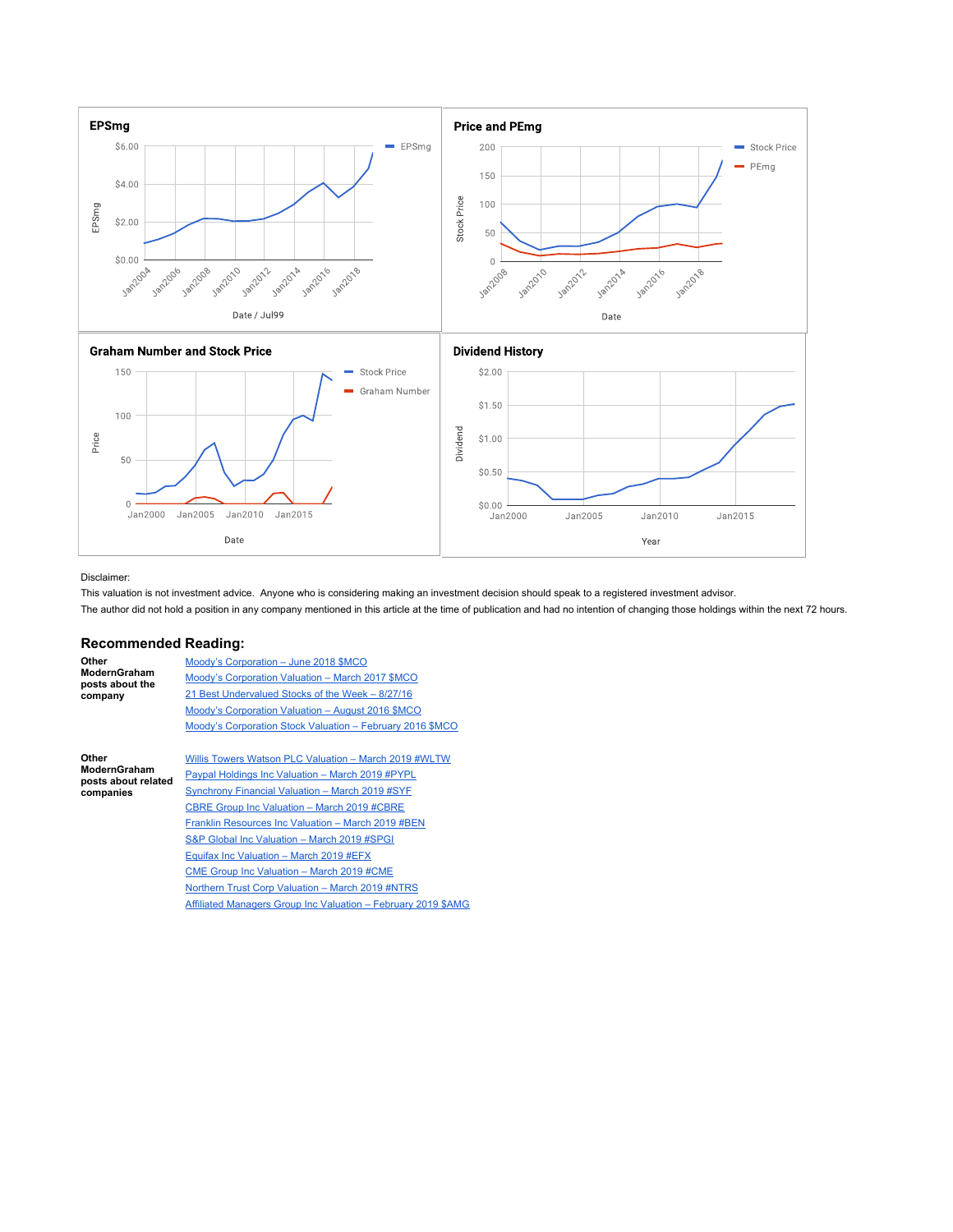### EPSmg

$6.00
$4.00
$2.00
$0.00

EPSmg

Jan2004 Jan2006 Jan2008 Jan2010 Jan2012 Jan2014 Jan2016 Jan2018

Date / Jul99

EPSmg

### Price and PEmg

200
150
100
50
0

Stock Price

Jan2008 Jan2010 Jan2012 Jan2014 Jan2016 Jan2018

Date

Stock Price
PEmg

### Graham Number and Stock Price

150
100
50
0

Price

Jan2000 Jan2005 Jan2010 Jan2015

Date

Stock Price
Graham Number

### Dividend History

$2.00
$1.50
$1.00
$0.50
$0.00

Dividend

Jan2000 Jan2005 Jan2010 Jan2015

Year

Disclaimer:

This valuation is not investment advice. Anyone who is considering making an investment decision should speak to a registered investment advisor.

The author did not hold a position in any company mentioned in this article at the time of publication and had no intention of changing those holdings within the next 72 hours.

## Recommended Reading:

**Other ModernGraham posts about the company**

- Moody's Corporation – June 2018 $MCO
- Moody's Corporation Valuation – March 2017 $MCO
- 21 Best Undervalued Stocks of the Week – 8/27/16
- Moody's Corporation Valuation – August 2016 $MCO
- Moody's Corporation Stock Valuation – February 2016 $MCO

**Other ModernGraham posts about related companies**

- Willis Towers Watson PLC Valuation – March 2019 #WLTW
- Paypal Holdings Inc Valuation – March 2019 #PYPL
- Synchrony Financial Valuation – March 2019 #SYF
- CBRE Group Inc Valuation – March 2019 #CBRE
- Franklin Resources Inc Valuation – March 2019 #BEN
- S&P Global Inc Valuation – March 2019 #SPGI
- Equifax Inc Valuation – March 2019 #EFX
- CME Group Inc Valuation – March 2019 #CME
- Northern Trust Corp Valuation – March 2019 #NTRS
- Affiliated Managers Group Inc Valuation – February 2019 $AMG